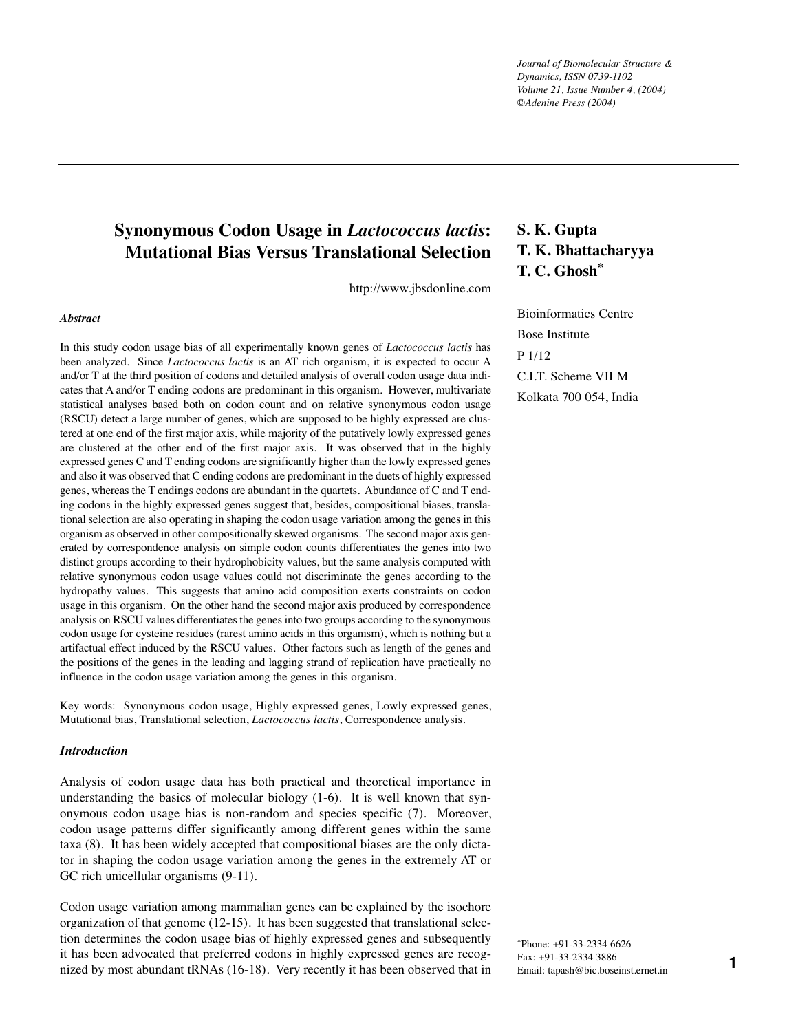# Synonymous Codon Usage in *Lactococcus lactis*: Mutational Bias Versus Translational Selection

http://www.jbsdonline.com

**S. K. Gupta**
**T. K. Bhattacharyya**
**T. C. Ghosh***

Bioinformatics Centre
Bose Institute
P 1/12
C.I.T. Scheme VII M
Kolkata 700 054, India

### *Abstract*

In this study codon usage bias of all experimentally known genes of *Lactococcus lactis* has been analyzed. Since *Lactococcus lactis* is an AT rich organism, it is expected to occur A and/or T at the third position of codons and detailed analysis of overall codon usage data indicates that A and/or T ending codons are predominant in this organism. However, multivariate statistical analyses based both on codon count and on relative synonymous codon usage (RSCU) detect a large number of genes, which are supposed to be highly expressed are clustered at one end of the first major axis, while majority of the putatively lowly expressed genes are clustered at the other end of the first major axis. It was observed that in the highly expressed genes C and T ending codons are significantly higher than the lowly expressed genes and also it was observed that C ending codons are predominant in the duets of highly expressed genes, whereas the T endings codons are abundant in the quartets. Abundance of C and T ending codons in the highly expressed genes suggest that, besides, compositional biases, translational selection are also operating in shaping the codon usage variation among the genes in this organism as observed in other compositionally skewed organisms. The second major axis generated by correspondence analysis on simple codon counts differentiates the genes into two distinct groups according to their hydrophobicity values, but the same analysis computed with relative synonymous codon usage values could not discriminate the genes according to the hydropathy values. This suggests that amino acid composition exerts constraints on codon usage in this organism. On the other hand the second major axis produced by correspondence analysis on RSCU values differentiates the genes into two groups according to the synonymous codon usage for cysteine residues (rarest amino acids in this organism), which is nothing but a artifactual effect induced by the RSCU values. Other factors such as length of the genes and the positions of the genes in the leading and lagging strand of replication have practically no influence in the codon usage variation among the genes in this organism.

Key words: Synonymous codon usage, Highly expressed genes, Lowly expressed genes, Mutational bias, Translational selection, *Lactococcus lactis*, Correspondence analysis.

### *Introduction*

Analysis of codon usage data has both practical and theoretical importance in understanding the basics of molecular biology (1-6). It is well known that synonymous codon usage bias is non-random and species specific (7). Moreover, codon usage patterns differ significantly among different genes within the same taxa (8). It has been widely accepted that compositional biases are the only dictator in shaping the codon usage variation among the genes in the extremely AT or GC rich unicellular organisms (9-11).

Codon usage variation among mammalian genes can be explained by the isochore organization of that genome (12-15). It has been suggested that translational selection determines the codon usage bias of highly expressed genes and subsequently it has been advocated that preferred codons in highly expressed genes are recognized by most abundant tRNAs (16-18). Very recently it has been observed that in

*Phone: +91-33-2334 6626
Fax: +91-33-2334 3886
Email: tapash@bic.boseinst.ernet.in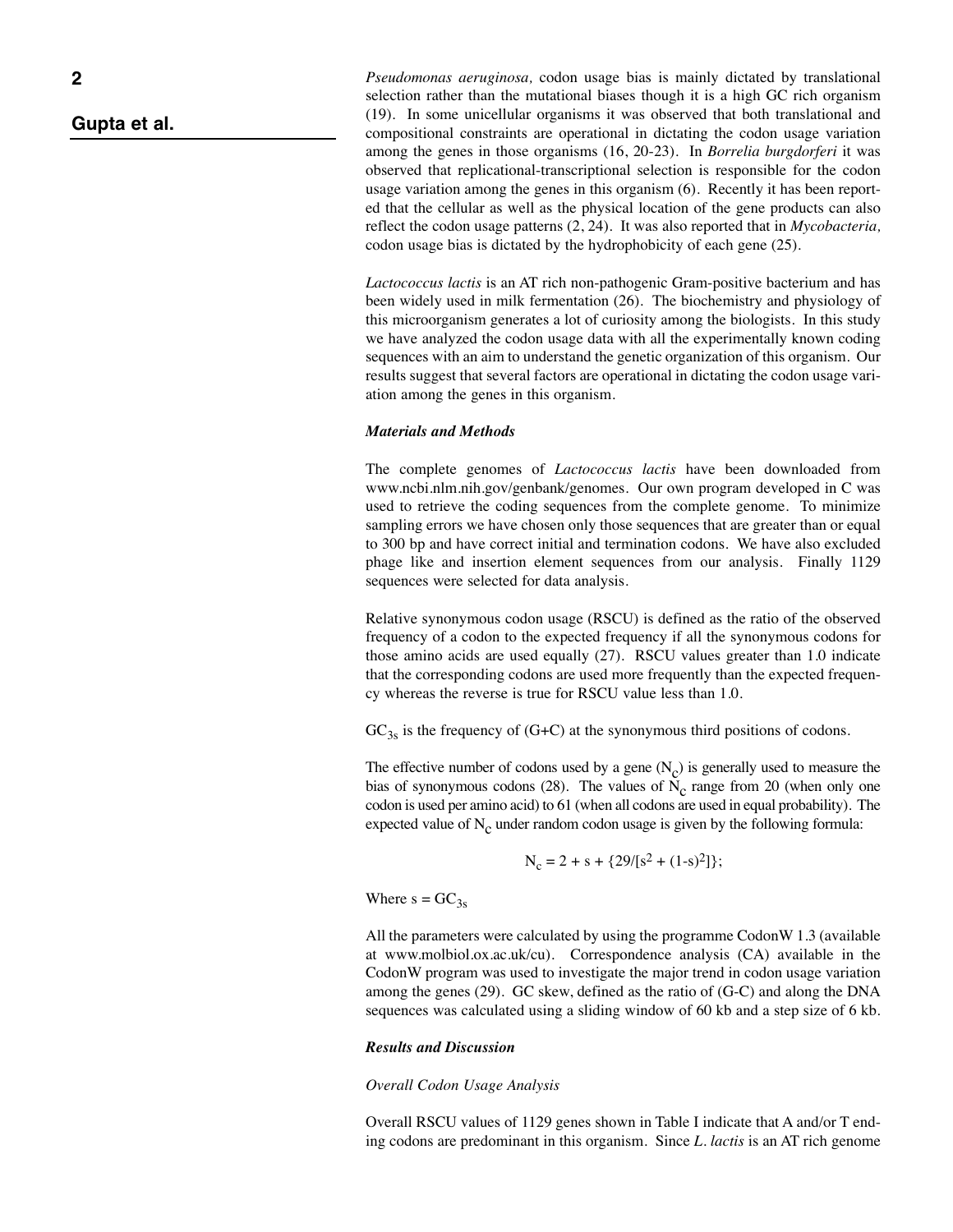*Pseudomonas aeruginosa,* codon usage bias is mainly dictated by translational selection rather than the mutational biases though it is a high GC rich organism (19). In some unicellular organisms it was observed that both translational and compositional constraints are operational in dictating the codon usage variation among the genes in those organisms (16, 20-23). In *Borrelia burgdorferi* it was observed that replicational-transcriptional selection is responsible for the codon usage variation among the genes in this organism (6). Recently it has been reported that the cellular as well as the physical location of the gene products can also reflect the codon usage patterns (2, 24). It was also reported that in *Mycobacteria,* codon usage bias is dictated by the hydrophobicity of each gene (25).

*Lactococcus lactis* is an AT rich non-pathogenic Gram-positive bacterium and has been widely used in milk fermentation (26). The biochemistry and physiology of this microorganism generates a lot of curiosity among the biologists. In this study we have analyzed the codon usage data with all the experimentally known coding sequences with an aim to understand the genetic organization of this organism. Our results suggest that several factors are operational in dictating the codon usage variation among the genes in this organism.

### *Materials and Methods*

The complete genomes of *Lactococcus lactis* have been downloaded from www.ncbi.nlm.nih.gov/genbank/genomes. Our own program developed in C was used to retrieve the coding sequences from the complete genome. To minimize sampling errors we have chosen only those sequences that are greater than or equal to 300 bp and have correct initial and termination codons. We have also excluded phage like and insertion element sequences from our analysis. Finally 1129 sequences were selected for data analysis.

Relative synonymous codon usage (RSCU) is defined as the ratio of the observed frequency of a codon to the expected frequency if all the synonymous codons for those amino acids are used equally (27). RSCU values greater than 1.0 indicate that the corresponding codons are used more frequently than the expected frequency whereas the reverse is true for RSCU value less than 1.0.

$GC_{3s}$ is the frequency of (G+C) at the synonymous third positions of codons.

The effective number of codons used by a gene ($N_c$) is generally used to measure the bias of synonymous codons (28). The values of $N_c$ range from 20 (when only one codon is used per amino acid) to 61 (when all codons are used in equal probability). The expected value of $N_c$ under random codon usage is given by the following formula:

$$N_c = 2 + s + \{29/[s^2 + (1-s)^2]\};$$

Where $s = GC_{3s}$

All the parameters were calculated by using the programme CodonW 1.3 (available at www.molbiol.ox.ac.uk/cu). Correspondence analysis (CA) available in the CodonW program was used to investigate the major trend in codon usage variation among the genes (29). GC skew, defined as the ratio of (G-C) and along the DNA sequences was calculated using a sliding window of 60 kb and a step size of 6 kb.

### *Results and Discussion*

#### *Overall Codon Usage Analysis*

Overall RSCU values of 1129 genes shown in Table I indicate that A and/or T ending codons are predominant in this organism. Since *L. lactis* is an AT rich genome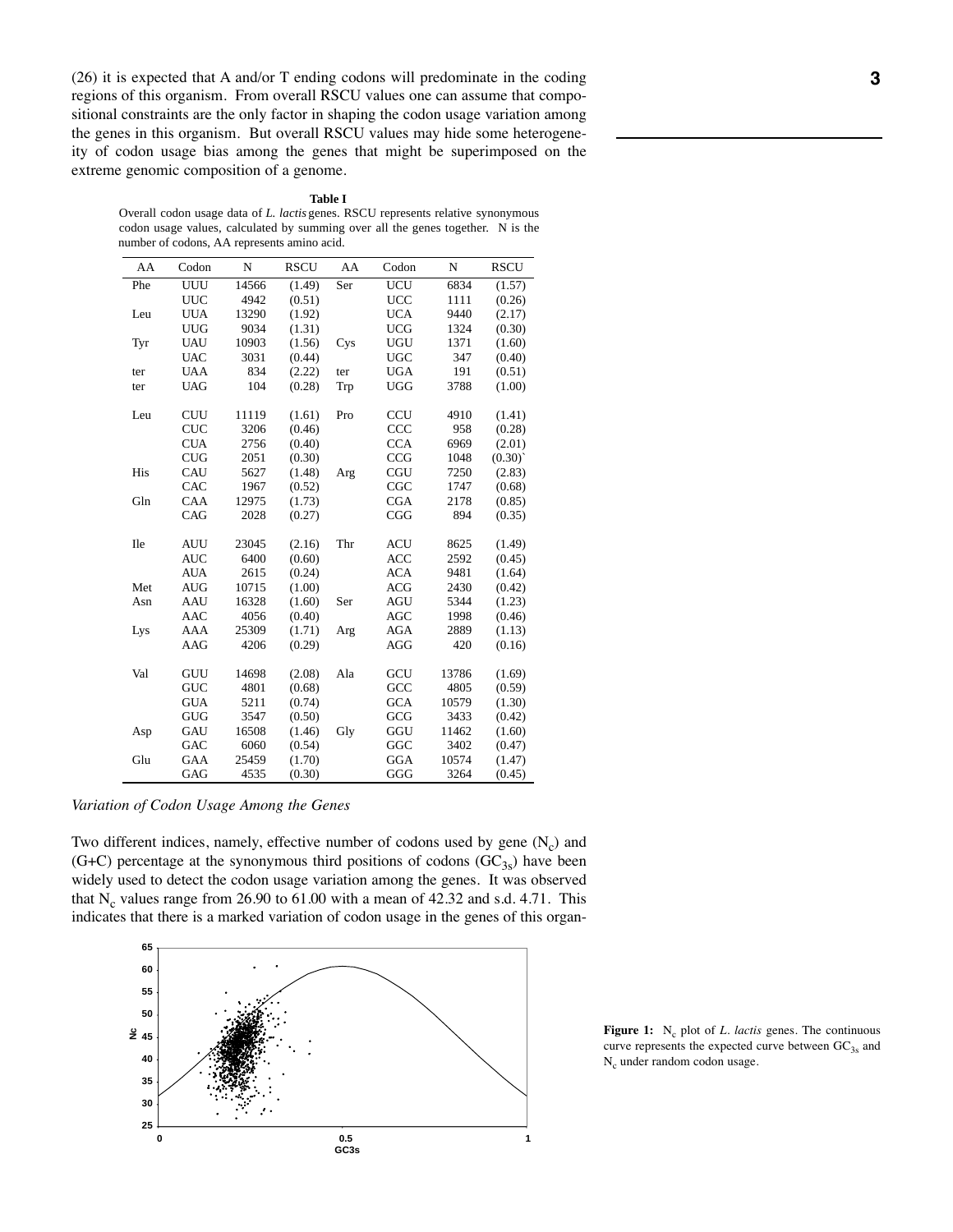(26) it is expected that A and/or T ending codons will predominate in the coding regions of this organism. From overall RSCU values one can assume that compositional constraints are the only factor in shaping the codon usage variation among the genes in this organism. But overall RSCU values may hide some heterogeneity of codon usage bias among the genes that might be superimposed on the extreme genomic composition of a genome.

**Table I**

Overall codon usage data of *L. lactis* genes. RSCU represents relative synonymous codon usage values, calculated by summing over all the genes together. N is the number of codons, AA represents amino acid.

| AA | Codon | N | RSCU | AA | Codon | N | RSCU |
|---|---|---|---|---|---|---|---|
| Phe | UUU | 14566 | (1.49) | Ser | UCU | 6834 | (1.57) |
| | UUC | 4942 | (0.51) | | UCC | 1111 | (0.26) |
| Leu | UUA | 13290 | (1.92) | | UCA | 9440 | (2.17) |
| | UUG | 9034 | (1.31) | | UCG | 1324 | (0.30) |
| Tyr | UAU | 10903 | (1.56) | Cys | UGU | 1371 | (1.60) |
| | UAC | 3031 | (0.44) | | UGC | 347 | (0.40) |
| ter | UAA | 834 | (2.22) | ter | UGA | 191 | (0.51) |
| ter | UAG | 104 | (0.28) | Trp | UGG | 3788 | (1.00) |
| Leu | CUU | 11119 | (1.61) | Pro | CCU | 4910 | (1.41) |
| | CUC | 3206 | (0.46) | | CCC | 958 | (0.28) |
| | CUA | 2756 | (0.40) | | CCA | 6969 | (2.01) |
| | CUG | 2051 | (0.30) | | CCG | 1048 | (0.30)` |
| His | CAU | 5627 | (1.48) | Arg | CGU | 7250 | (2.83) |
| | CAC | 1967 | (0.52) | | CGC | 1747 | (0.68) |
| Gln | CAA | 12975 | (1.73) | | CGA | 2178 | (0.85) |
| | CAG | 2028 | (0.27) | | CGG | 894 | (0.35) |
| Ile | AUU | 23045 | (2.16) | Thr | ACU | 8625 | (1.49) |
| | AUC | 6400 | (0.60) | | ACC | 2592 | (0.45) |
| | AUA | 2615 | (0.24) | | ACA | 9481 | (1.64) |
| Met | AUG | 10715 | (1.00) | | ACG | 2430 | (0.42) |
| Asn | AAU | 16328 | (1.60) | Ser | AGU | 5344 | (1.23) |
| | AAC | 4056 | (0.40) | | AGC | 1998 | (0.46) |
| Lys | AAA | 25309 | (1.71) | Arg | AGA | 2889 | (1.13) |
| | AAG | 4206 | (0.29) | | AGG | 420 | (0.16) |
| Val | GUU | 14698 | (2.08) | Ala | GCU | 13786 | (1.69) |
| | GUC | 4801 | (0.68) | | GCC | 4805 | (0.59) |
| | GUA | 5211 | (0.74) | | GCA | 10579 | (1.30) |
| | GUG | 3547 | (0.50) | | GCG | 3433 | (0.42) |
| Asp | GAU | 16508 | (1.46) | Gly | GGU | 11462 | (1.60) |
| | GAC | 6060 | (0.54) | | GGC | 3402 | (0.47) |
| Glu | GAA | 25459 | (1.70) | | GGA | 10574 | (1.47) |
| | GAG | 4535 | (0.30) | | GGG | 3264 | (0.45) |

*Variation of Codon Usage Among the Genes*

Two different indices, namely, effective number of codons used by gene ($N_c$) and (G+C) percentage at the synonymous third positions of codons ($GC_{3s}$) have been widely used to detect the codon usage variation among the genes. It was observed that $N_c$ values range from 26.90 to 61.00 with a mean of 42.32 and s.d. 4.71. This indicates that there is a marked variation of codon usage in the genes of this organ-

**Figure 1:** $N_c$ plot of *L. lactis* genes. The continuous curve represents the expected curve between $GC_{3s}$ and $N_c$ under random codon usage.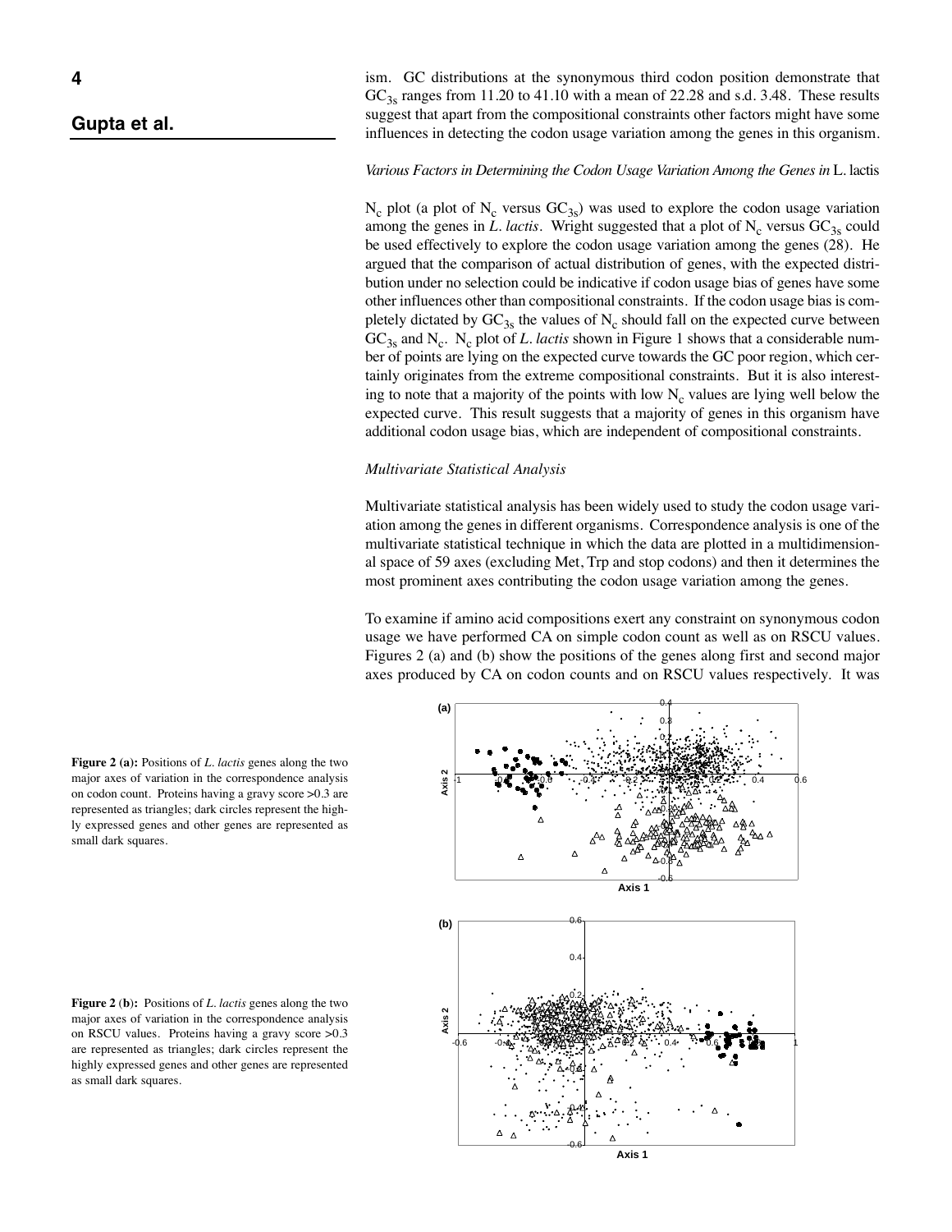ism. GC distributions at the synonymous third codon position demonstrate that $GC_{3s}$ ranges from 11.20 to 41.10 with a mean of 22.28 and s.d. 3.48. These results suggest that apart from the compositional constraints other factors might have some influences in detecting the codon usage variation among the genes in this organism.

*Various Factors in Determining the Codon Usage Variation Among the Genes in* L. lactis

$N_c$ plot (a plot of $N_c$ versus $GC_{3s}$) was used to explore the codon usage variation among the genes in *L. lactis*. Wright suggested that a plot of $N_c$ versus $GC_{3s}$ could be used effectively to explore the codon usage variation among the genes (28). He argued that the comparison of actual distribution of genes, with the expected distribution under no selection could be indicative if codon usage bias of genes have some other influences other than compositional constraints. If the codon usage bias is completely dictated by $GC_{3s}$ the values of $N_c$ should fall on the expected curve between $GC_{3s}$ and $N_c$. $N_c$ plot of *L. lactis* shown in Figure 1 shows that a considerable number of points are lying on the expected curve towards the GC poor region, which certainly originates from the extreme compositional constraints. But it is also interesting to note that a majority of the points with low $N_c$ values are lying well below the expected curve. This result suggests that a majority of genes in this organism have additional codon usage bias, which are independent of compositional constraints.

*Multivariate Statistical Analysis*

Multivariate statistical analysis has been widely used to study the codon usage variation among the genes in different organisms. Correspondence analysis is one of the multivariate statistical technique in which the data are plotted in a multidimensional space of 59 axes (excluding Met, Trp and stop codons) and then it determines the most prominent axes contributing the codon usage variation among the genes.

To examine if amino acid compositions exert any constraint on synonymous codon usage we have performed CA on simple codon count as well as on RSCU values. Figures 2 (a) and (b) show the positions of the genes along first and second major axes produced by CA on codon counts and on RSCU values respectively. It was

**Figure 2 (a):** Positions of *L. lactis* genes along the two major axes of variation in the correspondence analysis on codon count. Proteins having a gravy score >0.3 are represented as triangles; dark circles represent the highly expressed genes and other genes are represented as small dark squares.

**Figure 2 (b):** Positions of *L. lactis* genes along the two major axes of variation in the correspondence analysis on RSCU values. Proteins having a gravy score >0.3 are represented as triangles; dark circles represent the highly expressed genes and other genes are represented as small dark squares.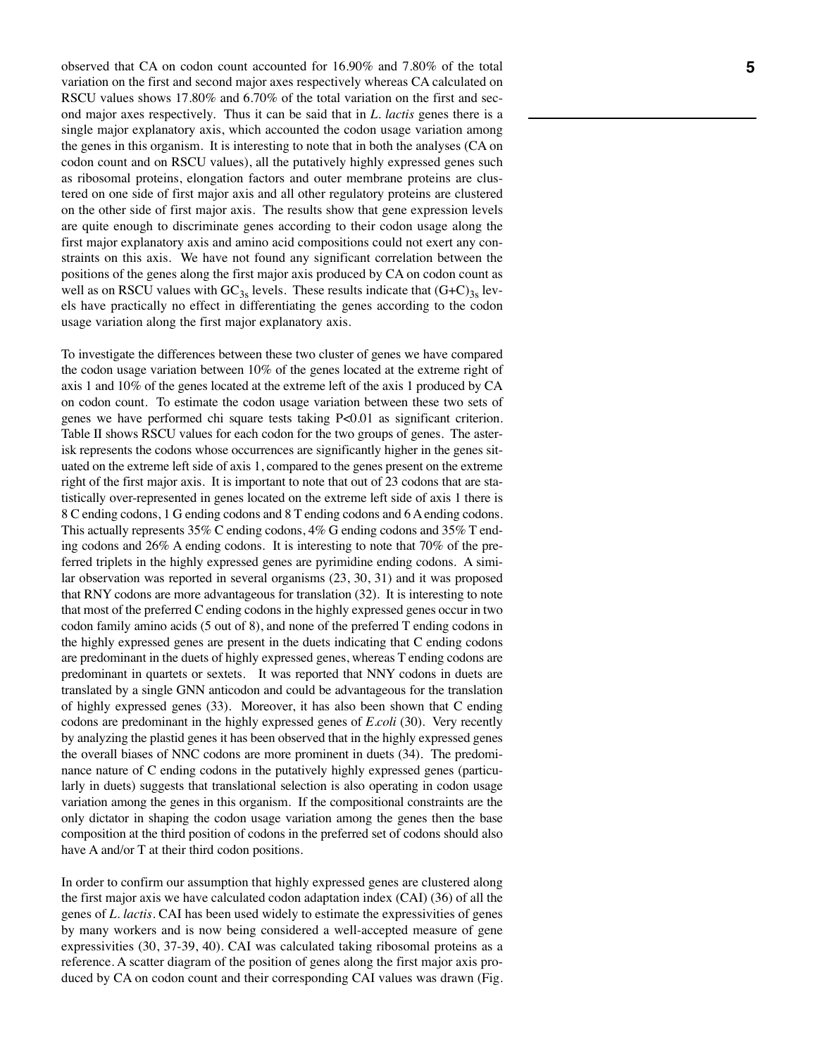observed that CA on codon count accounted for 16.90% and 7.80% of the total variation on the first and second major axes respectively whereas CA calculated on RSCU values shows 17.80% and 6.70% of the total variation on the first and second major axes respectively. Thus it can be said that in *L. lactis* genes there is a single major explanatory axis, which accounted the codon usage variation among the genes in this organism. It is interesting to note that in both the analyses (CA on codon count and on RSCU values), all the putatively highly expressed genes such as ribosomal proteins, elongation factors and outer membrane proteins are clustered on one side of first major axis and all other regulatory proteins are clustered on the other side of first major axis. The results show that gene expression levels are quite enough to discriminate genes according to their codon usage along the first major explanatory axis and amino acid compositions could not exert any constraints on this axis. We have not found any significant correlation between the positions of the genes along the first major axis produced by CA on codon count as well as on RSCU values with $GC_{3s}$ levels. These results indicate that $(G+C)_{3s}$ levels have practically no effect in differentiating the genes according to the codon usage variation along the first major explanatory axis.

To investigate the differences between these two cluster of genes we have compared the codon usage variation between 10% of the genes located at the extreme right of axis 1 and 10% of the genes located at the extreme left of the axis 1 produced by CA on codon count. To estimate the codon usage variation between these two sets of genes we have performed chi square tests taking $P<0.01$ as significant criterion. Table II shows RSCU values for each codon for the two groups of genes. The asterisk represents the codons whose occurrences are significantly higher in the genes situated on the extreme left side of axis 1, compared to the genes present on the extreme right of the first major axis. It is important to note that out of 23 codons that are statistically over-represented in genes located on the extreme left side of axis 1 there is 8 C ending codons, 1 G ending codons and 8 T ending codons and 6 A ending codons. This actually represents 35% C ending codons, 4% G ending codons and 35% T ending codons and 26% A ending codons. It is interesting to note that 70% of the preferred triplets in the highly expressed genes are pyrimidine ending codons. A similar observation was reported in several organisms (23, 30, 31) and it was proposed that RNY codons are more advantageous for translation (32). It is interesting to note that most of the preferred C ending codons in the highly expressed genes occur in two codon family amino acids (5 out of 8), and none of the preferred T ending codons in the highly expressed genes are present in the duets indicating that C ending codons are predominant in the duets of highly expressed genes, whereas T ending codons are predominant in quartets or sextets. It was reported that NNY codons in duets are translated by a single GNN anticodon and could be advantageous for the translation of highly expressed genes (33). Moreover, it has also been shown that C ending codons are predominant in the highly expressed genes of *E.coli* (30). Very recently by analyzing the plastid genes it has been observed that in the highly expressed genes the overall biases of NNC codons are more prominent in duets (34). The predominance nature of C ending codons in the putatively highly expressed genes (particularly in duets) suggests that translational selection is also operating in codon usage variation among the genes in this organism. If the compositional constraints are the only dictator in shaping the codon usage variation among the genes then the base composition at the third position of codons in the preferred set of codons should also have A and/or T at their third codon positions.

In order to confirm our assumption that highly expressed genes are clustered along the first major axis we have calculated codon adaptation index (CAI) (36) of all the genes of *L. lactis*. CAI has been used widely to estimate the expressivities of genes by many workers and is now being considered a well-accepted measure of gene expressivities (30, 37-39, 40). CAI was calculated taking ribosomal proteins as a reference. A scatter diagram of the position of genes along the first major axis produced by CA on codon count and their corresponding CAI values was drawn (Fig.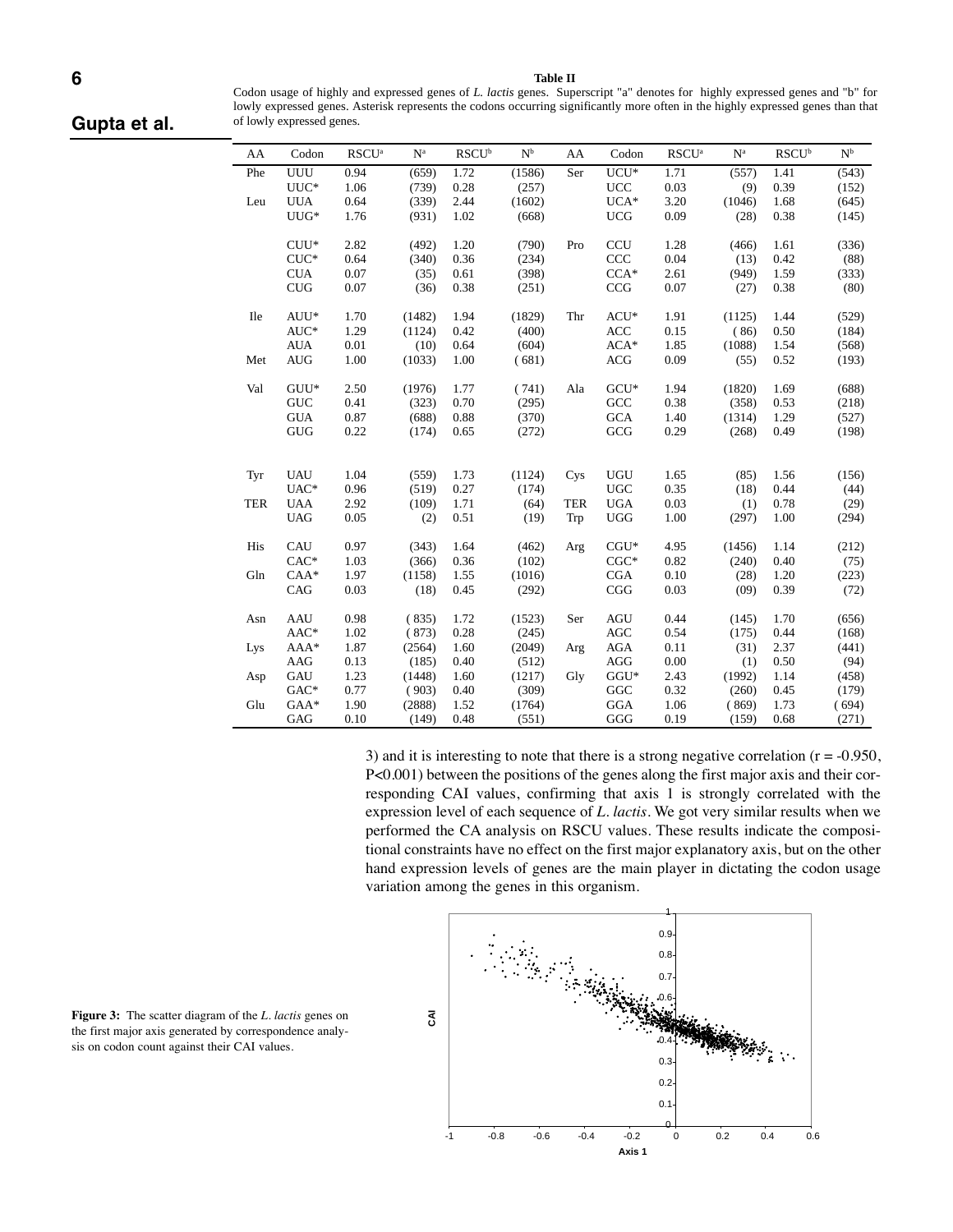**Table II**

Codon usage of highly and expressed genes of *L. lactis* genes. Superscript "a" denotes for highly expressed genes and "b" for lowly expressed genes. Asterisk represents the codons occurring significantly more often in the highly expressed genes than that of lowly expressed genes.

| AA | Codon | RSCU[a] | N[a] | RSCU[b] | N[b] | AA | Codon | RSCU[a] | N[a] | RSCU[b] | N[b] |
|---|---|---|---|---|---|---|---|---|---|---|---|
| Phe | UUU | 0.94 | (659) | 1.72 | (1586) | Ser | UCU* | 1.71 | (557) | 1.41 | (543) |
| | UUC* | 1.06 | (739) | 0.28 | (257) | | UCC | 0.03 | (9) | 0.39 | (152) |
| Leu | UUA | 0.64 | (339) | 2.44 | (1602) | | UCA* | 3.20 | (1046) | 1.68 | (645) |
| | UUG* | 1.76 | (931) | 1.02 | (668) | | UCG | 0.09 | (28) | 0.38 | (145) |
| | CUU* | 2.82 | (492) | 1.20 | (790) | Pro | CCU | 1.28 | (466) | 1.61 | (336) |
| | CUC* | 0.64 | (340) | 0.36 | (234) | | CCC | 0.04 | (13) | 0.42 | (88) |
| | CUA | 0.07 | (35) | 0.61 | (398) | | CCA* | 2.61 | (949) | 1.59 | (333) |
| | CUG | 0.07 | (36) | 0.38 | (251) | | CCG | 0.07 | (27) | 0.38 | (80) |
| Ile | AUU* | 1.70 | (1482) | 1.94 | (1829) | Thr | ACU* | 1.91 | (1125) | 1.44 | (529) |
| | AUC* | 1.29 | (1124) | 0.42 | (400) | | ACC | 0.15 | (86) | 0.50 | (184) |
| | AUA | 0.01 | (10) | 0.64 | (604) | | ACA* | 1.85 | (1088) | 1.54 | (568) |
| Met | AUG | 1.00 | (1033) | 1.00 | (681) | | ACG | 0.09 | (55) | 0.52 | (193) |
| Val | GUU* | 2.50 | (1976) | 1.77 | (741) | Ala | GCU* | 1.94 | (1820) | 1.69 | (688) |
| | GUC | 0.41 | (323) | 0.70 | (295) | | GCC | 0.38 | (358) | 0.53 | (218) |
| | GUA | 0.87 | (688) | 0.88 | (370) | | GCA | 1.40 | (1314) | 1.29 | (527) |
| | GUG | 0.22 | (174) | 0.65 | (272) | | GCG | 0.29 | (268) | 0.49 | (198) |
| Tyr | UAU | 1.04 | (559) | 1.73 | (1124) | Cys | UGU | 1.65 | (85) | 1.56 | (156) |
| | UAC* | 0.96 | (519) | 0.27 | (174) | | UGC | 0.35 | (18) | 0.44 | (44) |
| TER | UAA | 2.92 | (109) | 1.71 | (64) | TER | UGA | 0.03 | (1) | 0.78 | (29) |
| | UAG | 0.05 | (2) | 0.51 | (19) | Trp | UGG | 1.00 | (297) | 1.00 | (294) |
| His | CAU | 0.97 | (343) | 1.64 | (462) | Arg | CGU* | 4.95 | (1456) | 1.14 | (212) |
| | CAC* | 1.03 | (366) | 0.36 | (102) | | CGC* | 0.82 | (240) | 0.40 | (75) |
| Gln | CAA* | 1.97 | (1158) | 1.55 | (1016) | | CGA | 0.10 | (28) | 1.20 | (223) |
| | CAG | 0.03 | (18) | 0.45 | (292) | | CGG | 0.03 | (09) | 0.39 | (72) |
| Asn | AAU | 0.98 | (835) | 1.72 | (1523) | Ser | AGU | 0.44 | (145) | 1.70 | (656) |
| | AAC* | 1.02 | (873) | 0.28 | (245) | | AGC | 0.54 | (175) | 0.44 | (168) |
| Lys | AAA* | 1.87 | (2564) | 1.60 | (2049) | Arg | AGA | 0.11 | (31) | 2.37 | (441) |
| | AAG | 0.13 | (185) | 0.40 | (512) | | AGG | 0.00 | (1) | 0.50 | (94) |
| Asp | GAU | 1.23 | (1448) | 1.60 | (1217) | Gly | GGU* | 2.43 | (1992) | 1.14 | (458) |
| | GAC* | 0.77 | (903) | 0.40 | (309) | | GGC | 0.32 | (260) | 0.45 | (179) |
| Glu | GAA* | 1.90 | (2888) | 1.52 | (1764) | | GGA | 1.06 | (869) | 1.73 | (694) |
| | GAG | 0.10 | (149) | 0.48 | (551) | | GGG | 0.19 | (159) | 0.68 | (271) |

3) and it is interesting to note that there is a strong negative correlation ($r = -0.950$, $P<0.001$) between the positions of the genes along the first major axis and their corresponding CAI values, confirming that axis 1 is strongly correlated with the expression level of each sequence of *L. lactis*. We got very similar results when we performed the CA analysis on RSCU values. These results indicate the compositional constraints have no effect on the first major explanatory axis, but on the other hand expression levels of genes are the main player in dictating the codon usage variation among the genes in this organism.

**Figure 3:** The scatter diagram of the *L. lactis* genes on the first major axis generated by correspondence analysis on codon count against their CAI values.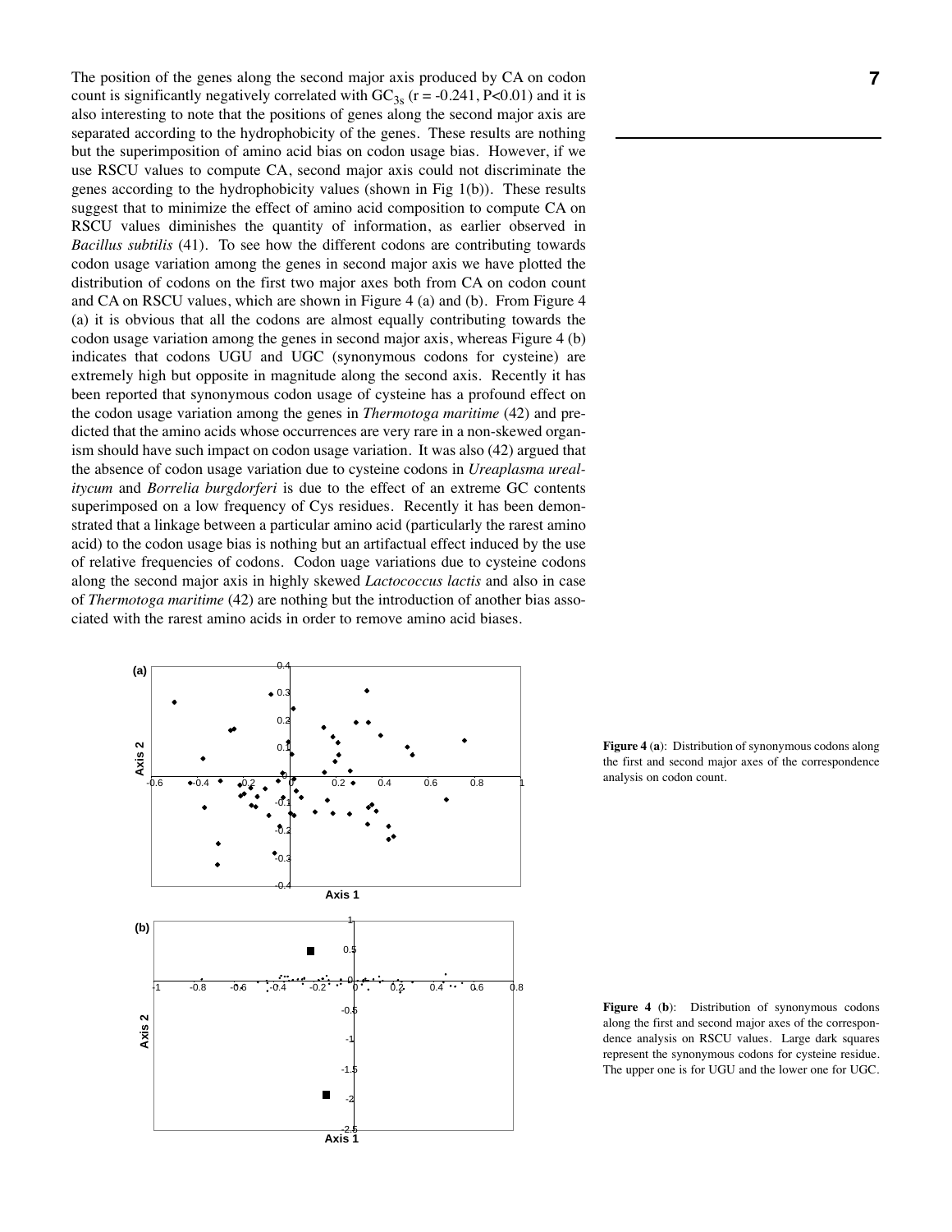The position of the genes along the second major axis produced by CA on codon count is significantly negatively correlated with $GC_{3s}$ ($r = -0.241$, $P<0.01$) and it is also interesting to note that the positions of genes along the second major axis are separated according to the hydrophobicity of the genes. These results are nothing but the superimposition of amino acid bias on codon usage bias. However, if we use RSCU values to compute CA, second major axis could not discriminate the genes according to the hydrophobicity values (shown in Fig 1(b)). These results suggest that to minimize the effect of amino acid composition to compute CA on RSCU values diminishes the quantity of information, as earlier observed in *Bacillus subtilis* (41). To see how the different codons are contributing towards codon usage variation among the genes in second major axis we have plotted the distribution of codons on the first two major axes both from CA on codon count and CA on RSCU values, which are shown in Figure 4 (a) and (b). From Figure 4 (a) it is obvious that all the codons are almost equally contributing towards the codon usage variation among the genes in second major axis, whereas Figure 4 (b) indicates that codons UGU and UGC (synonymous codons for cysteine) are extremely high but opposite in magnitude along the second axis. Recently it has been reported that synonymous codon usage of cysteine has a profound effect on the codon usage variation among the genes in *Thermotoga maritime* (42) and predicted that the amino acids whose occurrences are very rare in a non-skewed organism should have such impact on codon usage variation. It was also (42) argued that the absence of codon usage variation due to cysteine codons in *Ureaplasma urealitycum* and *Borrelia burgdorferi* is due to the effect of an extreme GC contents superimposed on a low frequency of Cys residues. Recently it has been demonstrated that a linkage between a particular amino acid (particularly the rarest amino acid) to the codon usage bias is nothing but an artifactual effect induced by the use of relative frequencies of codons. Codon uage variations due to cysteine codons along the second major axis in highly skewed *Lactococcus lactis* and also in case of *Thermotoga maritime* (42) are nothing but the introduction of another bias associated with the rarest amino acids in order to remove amino acid biases.

**Figure 4** (**a**): Distribution of synonymous codons along the first and second major axes of the correspondence analysis on codon count.

**Figure 4** (**b**): Distribution of synonymous codons along the first and second major axes of the correspondence analysis on RSCU values. Large dark squares represent the synonymous codons for cysteine residue. The upper one is for UGU and the lower one for UGC.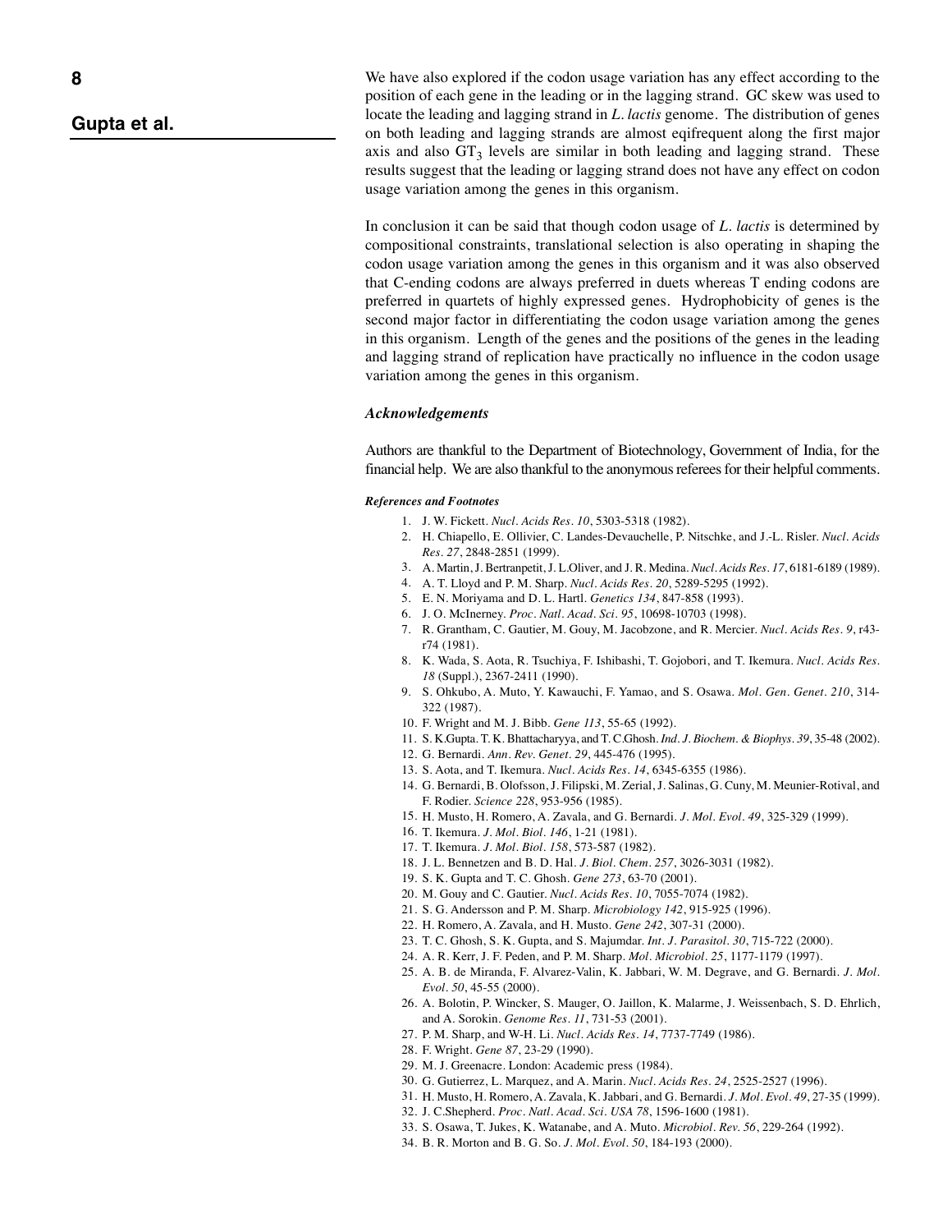We have also explored if the codon usage variation has any effect according to the position of each gene in the leading or in the lagging strand. GC skew was used to locate the leading and lagging strand in *L. lactis* genome. The distribution of genes on both leading and lagging strands are almost eqifrequent along the first major axis and also $GT_3$ levels are similar in both leading and lagging strand. These results suggest that the leading or lagging strand does not have any effect on codon usage variation among the genes in this organism.

In conclusion it can be said that though codon usage of *L. lactis* is determined by compositional constraints, translational selection is also operating in shaping the codon usage variation among the genes in this organism and it was also observed that C-ending codons are always preferred in duets whereas T ending codons are preferred in quartets of highly expressed genes. Hydrophobicity of genes is the second major factor in differentiating the codon usage variation among the genes in this organism. Length of the genes and the positions of the genes in the leading and lagging strand of replication have practically no influence in the codon usage variation among the genes in this organism.

### *Acknowledgements*

Authors are thankful to the Department of Biotechnology, Government of India, for the financial help. We are also thankful to the anonymous referees for their helpful comments.

#### *References and Footnotes*

1. J. W. Fickett. *Nucl. Acids Res. 10*, 5303-5318 (1982).
2. H. Chiapello, E. Ollivier, C. Landes-Devauchelle, P. Nitschke, and J.-L. Risler. *Nucl. Acids Res. 27*, 2848-2851 (1999).
3. A. Martin, J. Bertranpetit, J. L.Oliver, and J. R. Medina. *Nucl. Acids Res. 17*, 6181-6189 (1989).
4. A. T. Lloyd and P. M. Sharp. *Nucl. Acids Res. 20*, 5289-5295 (1992).
5. E. N. Moriyama and D. L. Hartl. *Genetics 134*, 847-858 (1993).
6. J. O. McInerney. *Proc. Natl. Acad. Sci. 95*, 10698-10703 (1998).
7. R. Grantham, C. Gautier, M. Gouy, M. Jacobzone, and R. Mercier. *Nucl. Acids Res. 9*, r43-r74 (1981).
8. K. Wada, S. Aota, R. Tsuchiya, F. Ishibashi, T. Gojobori, and T. Ikemura. *Nucl. Acids Res. 18* (Suppl.), 2367-2411 (1990).
9. S. Ohkubo, A. Muto, Y. Kawauchi, F. Yamao, and S. Osawa. *Mol. Gen. Genet. 210*, 314-322 (1987).
10. F. Wright and M. J. Bibb. *Gene 113*, 55-65 (1992).
11. S. K.Gupta. T. K. Bhattacharyya, and T. C.Ghosh. *Ind. J. Biochem. & Biophys. 39*, 35-48 (2002).
12. G. Bernardi. *Ann. Rev. Genet. 29*, 445-476 (1995).
13. S. Aota, and T. Ikemura. *Nucl. Acids Res. 14*, 6345-6355 (1986).
14. G. Bernardi, B. Olofsson, J. Filipski, M. Zerial, J. Salinas, G. Cuny, M. Meunier-Rotival, and F. Rodier. *Science 228*, 953-956 (1985).
15. H. Musto, H. Romero, A. Zavala, and G. Bernardi. *J. Mol. Evol. 49*, 325-329 (1999).
16. T. Ikemura. *J. Mol. Biol. 146*, 1-21 (1981).
17. T. Ikemura. *J. Mol. Biol. 158*, 573-587 (1982).
18. J. L. Bennetzen and B. D. Hal. *J. Biol. Chem. 257*, 3026-3031 (1982).
19. S. K. Gupta and T. C. Ghosh. *Gene 273*, 63-70 (2001).
20. M. Gouy and C. Gautier. *Nucl. Acids Res. 10*, 7055-7074 (1982).
21. S. G. Andersson and P. M. Sharp. *Microbiology 142*, 915-925 (1996).
22. H. Romero, A. Zavala, and H. Musto. *Gene 242*, 307-31 (2000).
23. T. C. Ghosh, S. K. Gupta, and S. Majumdar. *Int. J. Parasitol. 30*, 715-722 (2000).
24. A. R. Kerr, J. F. Peden, and P. M. Sharp. *Mol. Microbiol. 25*, 1177-1179 (1997).
25. A. B. de Miranda, F. Alvarez-Valin, K. Jabbari, W. M. Degrave, and G. Bernardi. *J. Mol. Evol. 50*, 45-55 (2000).
26. A. Bolotin, P. Wincker, S. Mauger, O. Jaillon, K. Malarme, J. Weissenbach, S. D. Ehrlich, and A. Sorokin. *Genome Res. 11*, 731-53 (2001).
27. P. M. Sharp, and W-H. Li. *Nucl. Acids Res. 14*, 7737-7749 (1986).
28. F. Wright. *Gene 87*, 23-29 (1990).
29. M. J. Greenacre. London: Academic press (1984).
30. G. Gutierrez, L. Marquez, and A. Marin. *Nucl. Acids Res. 24*, 2525-2527 (1996).
31. H. Musto, H. Romero, A. Zavala, K. Jabbari, and G. Bernardi. *J. Mol. Evol. 49*, 27-35 (1999).
32. J. C.Shepherd. *Proc. Natl. Acad. Sci. USA 78*, 1596-1600 (1981).
33. S. Osawa, T. Jukes, K. Watanabe, and A. Muto. *Microbiol. Rev. 56*, 229-264 (1992).
34. B. R. Morton and B. G. So. *J. Mol. Evol. 50*, 184-193 (2000).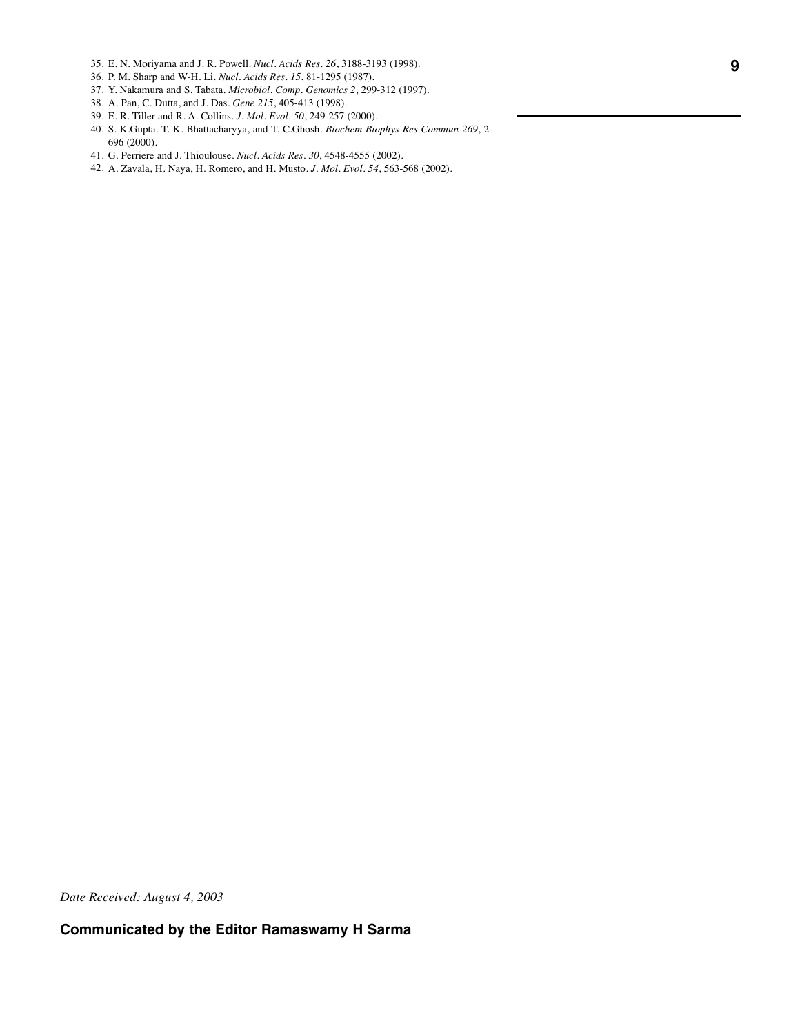35. E. N. Moriyama and J. R. Powell. *Nucl. Acids Res. 26*, 3188-3193 (1998).
36. P. M. Sharp and W-H. Li. *Nucl. Acids Res. 15*, 81-1295 (1987).
37. Y. Nakamura and S. Tabata. *Microbiol. Comp. Genomics 2*, 299-312 (1997).
38. A. Pan, C. Dutta, and J. Das. *Gene 215*, 405-413 (1998).
39. E. R. Tiller and R. A. Collins. *J. Mol. Evol. 50*, 249-257 (2000).
40. S. K.Gupta. T. K. Bhattacharyya, and T. C.Ghosh. *Biochem Biophys Res Commun 269*, 2-696 (2000).
41. G. Perriere and J. Thioulouse. *Nucl. Acids Res. 30*, 4548-4555 (2002).
42. A. Zavala, H. Naya, H. Romero, and H. Musto. *J. Mol. Evol. 54*, 563-568 (2002).

*Date Received: August 4, 2003*

**Communicated by the Editor Ramaswamy H Sarma**